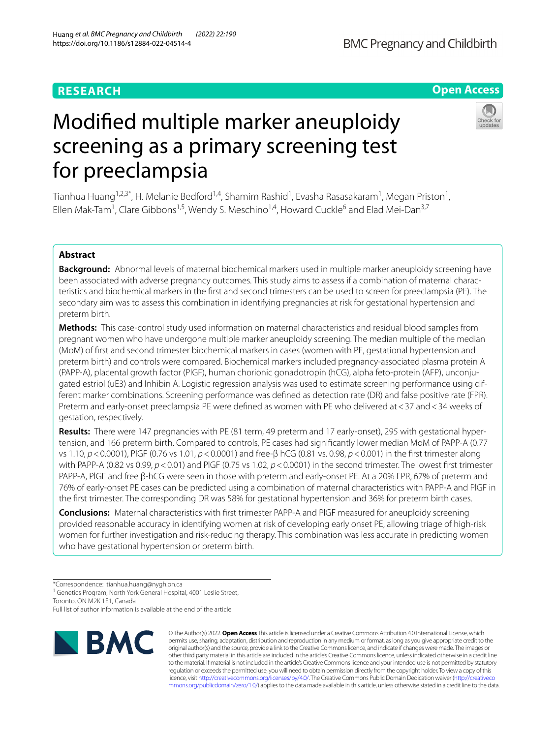RESEARCH

Open Access

# Modified multiple marker aneuploidy screening as a primary screening test for preeclampsia

Tianhua Huang[1,2,3*], H. Melanie Bedford[1,4], Shamim Rashid[1], Evasha Rasasakaram[1], Megan Priston[1], Ellen Mak-Tam[1], Clare Gibbons[1,5], Wendy S. Meschino[1,4], Howard Cuckle[6] and Elad Mei-Dan[3,7]

## Abstract

**Background:** Abnormal levels of maternal biochemical markers used in multiple marker aneuploidy screening have been associated with adverse pregnancy outcomes. This study aims to assess if a combination of maternal characteristics and biochemical markers in the first and second trimesters can be used to screen for preeclampsia (PE). The secondary aim was to assess this combination in identifying pregnancies at risk for gestational hypertension and preterm birth.

**Methods:** This case-control study used information on maternal characteristics and residual blood samples from pregnant women who have undergone multiple marker aneuploidy screening. The median multiple of the median (MoM) of first and second trimester biochemical markers in cases (women with PE, gestational hypertension and preterm birth) and controls were compared. Biochemical markers included pregnancy-associated plasma protein A (PAPP-A), placental growth factor (PlGF), human chorionic gonadotropin (hCG), alpha feto-protein (AFP), unconjugated estriol (uE3) and Inhibin A. Logistic regression analysis was used to estimate screening performance using different marker combinations. Screening performance was defined as detection rate (DR) and false positive rate (FPR). Preterm and early-onset preeclampsia PE were defined as women with PE who delivered at < 37 and < 34 weeks of gestation, respectively.

**Results:** There were 147 pregnancies with PE (81 term, 49 preterm and 17 early-onset), 295 with gestational hypertension, and 166 preterm birth. Compared to controls, PE cases had significantly lower median MoM of PAPP-A (0.77 vs 1.10, $p < 0.0001$), PlGF (0.76 vs 1.01, $p < 0.0001$) and free-β hCG (0.81 vs. 0.98, $p < 0.001$) in the first trimester along with PAPP-A (0.82 vs 0.99, $p < 0.01$) and PlGF (0.75 vs 1.02, $p < 0.0001$) in the second trimester. The lowest first trimester PAPP-A, PlGF and free β-hCG were seen in those with preterm and early-onset PE. At a 20% FPR, 67% of preterm and 76% of early-onset PE cases can be predicted using a combination of maternal characteristics with PAPP-A and PlGF in the first trimester. The corresponding DR was 58% for gestational hypertension and 36% for preterm birth cases.

**Conclusions:** Maternal characteristics with first trimester PAPP-A and PlGF measured for aneuploidy screening provided reasonable accuracy in identifying women at risk of developing early onset PE, allowing triage of high-risk women for further investigation and risk-reducing therapy. This combination was less accurate in predicting women who have gestational hypertension or preterm birth.

*Correspondence: tianhua.huang@nygh.on.ca
[1] Genetics Program, North York General Hospital, 4001 Leslie Street, Toronto, ON M2K 1E1, Canada
Full list of author information is available at the end of the article

© The Author(s) 2022. **Open Access** This article is licensed under a Creative Commons Attribution 4.0 International License, which permits use, sharing, adaptation, distribution and reproduction in any medium or format, as long as you give appropriate credit to the original author(s) and the source, provide a link to the Creative Commons licence, and indicate if changes were made. The images or other third party material in this article are included in the article's Creative Commons licence, unless indicated otherwise in a credit line to the material. If material is not included in the article's Creative Commons licence and your intended use is not permitted by statutory regulation or exceeds the permitted use, you will need to obtain permission directly from the copyright holder. To view a copy of this licence, visit http://creativecommons.org/licenses/by/4.0/. The Creative Commons Public Domain Dedication waiver (http://creativecommons.org/publicdomain/zero/1.0/) applies to the data made available in this article, unless otherwise stated in a credit line to the data.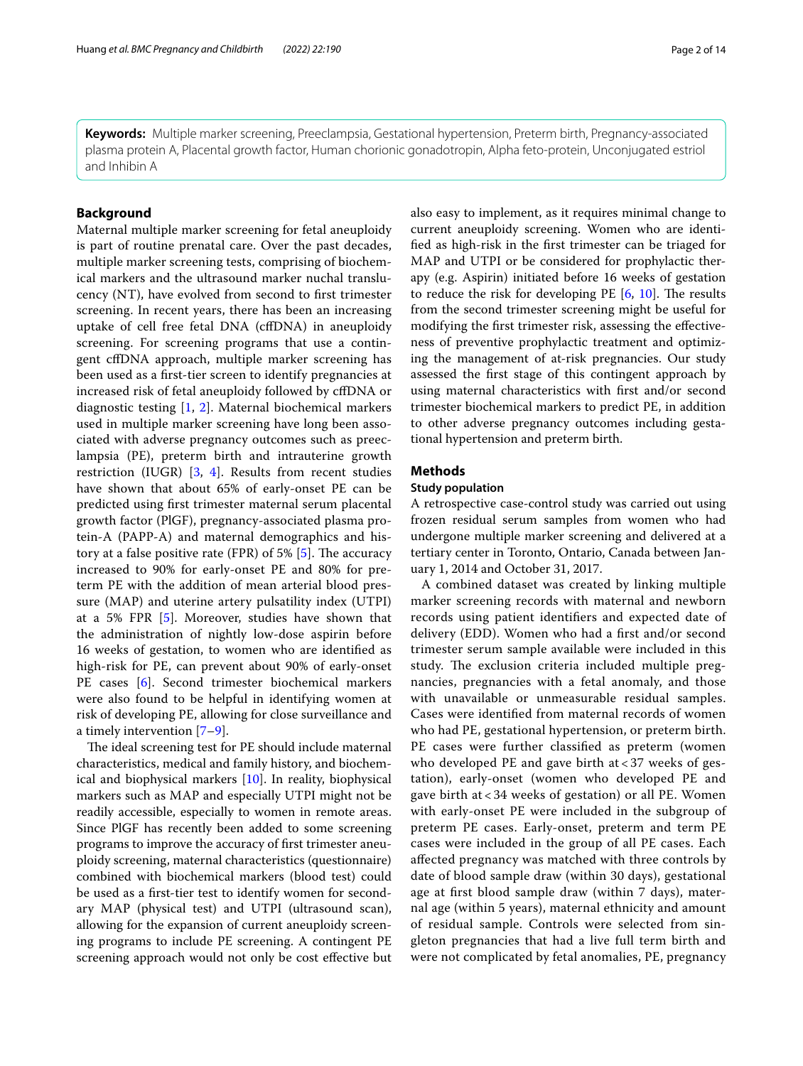**Keywords:** Multiple marker screening, Preeclampsia, Gestational hypertension, Preterm birth, Pregnancy-associated plasma protein A, Placental growth factor, Human chorionic gonadotropin, Alpha feto-protein, Unconjugated estriol and Inhibin A

## Background

Maternal multiple marker screening for fetal aneuploidy is part of routine prenatal care. Over the past decades, multiple marker screening tests, comprising of biochemical markers and the ultrasound marker nuchal translucency (NT), have evolved from second to first trimester screening. In recent years, there has been an increasing uptake of cell free fetal DNA (cffDNA) in aneuploidy screening. For screening programs that use a contingent cffDNA approach, multiple marker screening has been used as a first-tier screen to identify pregnancies at increased risk of fetal aneuploidy followed by cffDNA or diagnostic testing [1, 2]. Maternal biochemical markers used in multiple marker screening have long been associated with adverse pregnancy outcomes such as preeclampsia (PE), preterm birth and intrauterine growth restriction (IUGR) [3, 4]. Results from recent studies have shown that about 65% of early-onset PE can be predicted using first trimester maternal serum placental growth factor (PlGF), pregnancy-associated plasma protein-A (PAPP-A) and maternal demographics and history at a false positive rate (FPR) of 5% [5]. The accuracy increased to 90% for early-onset PE and 80% for preterm PE with the addition of mean arterial blood pressure (MAP) and uterine artery pulsatility index (UTPI) at a 5% FPR [5]. Moreover, studies have shown that the administration of nightly low-dose aspirin before 16 weeks of gestation, to women who are identified as high-risk for PE, can prevent about 90% of early-onset PE cases [6]. Second trimester biochemical markers were also found to be helpful in identifying women at risk of developing PE, allowing for close surveillance and a timely intervention [7–9].

The ideal screening test for PE should include maternal characteristics, medical and family history, and biochemical and biophysical markers [10]. In reality, biophysical markers such as MAP and especially UTPI might not be readily accessible, especially to women in remote areas. Since PlGF has recently been added to some screening programs to improve the accuracy of first trimester aneuploidy screening, maternal characteristics (questionnaire) combined with biochemical markers (blood test) could be used as a first-tier test to identify women for secondary MAP (physical test) and UTPI (ultrasound scan), allowing for the expansion of current aneuploidy screening programs to include PE screening. A contingent PE screening approach would not only be cost effective but also easy to implement, as it requires minimal change to current aneuploidy screening. Women who are identified as high-risk in the first trimester can be triaged for MAP and UTPI or be considered for prophylactic therapy (e.g. Aspirin) initiated before 16 weeks of gestation to reduce the risk for developing PE [6, 10]. The results from the second trimester screening might be useful for modifying the first trimester risk, assessing the effectiveness of preventive prophylactic treatment and optimizing the management of at-risk pregnancies. Our study assessed the first stage of this contingent approach by using maternal characteristics with first and/or second trimester biochemical markers to predict PE, in addition to other adverse pregnancy outcomes including gestational hypertension and preterm birth.

## Methods

### Study population

A retrospective case-control study was carried out using frozen residual serum samples from women who had undergone multiple marker screening and delivered at a tertiary center in Toronto, Ontario, Canada between January 1, 2014 and October 31, 2017.

A combined dataset was created by linking multiple marker screening records with maternal and newborn records using patient identifiers and expected date of delivery (EDD). Women who had a first and/or second trimester serum sample available were included in this study. The exclusion criteria included multiple pregnancies, pregnancies with a fetal anomaly, and those with unavailable or unmeasurable residual samples. Cases were identified from maternal records of women who had PE, gestational hypertension, or preterm birth. PE cases were further classified as preterm (women who developed PE and gave birth at < 37 weeks of gestation), early-onset (women who developed PE and gave birth at < 34 weeks of gestation) or all PE. Women with early-onset PE were included in the subgroup of preterm PE cases. Early-onset, preterm and term PE cases were included in the group of all PE cases. Each affected pregnancy was matched with three controls by date of blood sample draw (within 30 days), gestational age at first blood sample draw (within 7 days), maternal age (within 5 years), maternal ethnicity and amount of residual sample. Controls were selected from singleton pregnancies that had a live full term birth and were not complicated by fetal anomalies, PE, pregnancy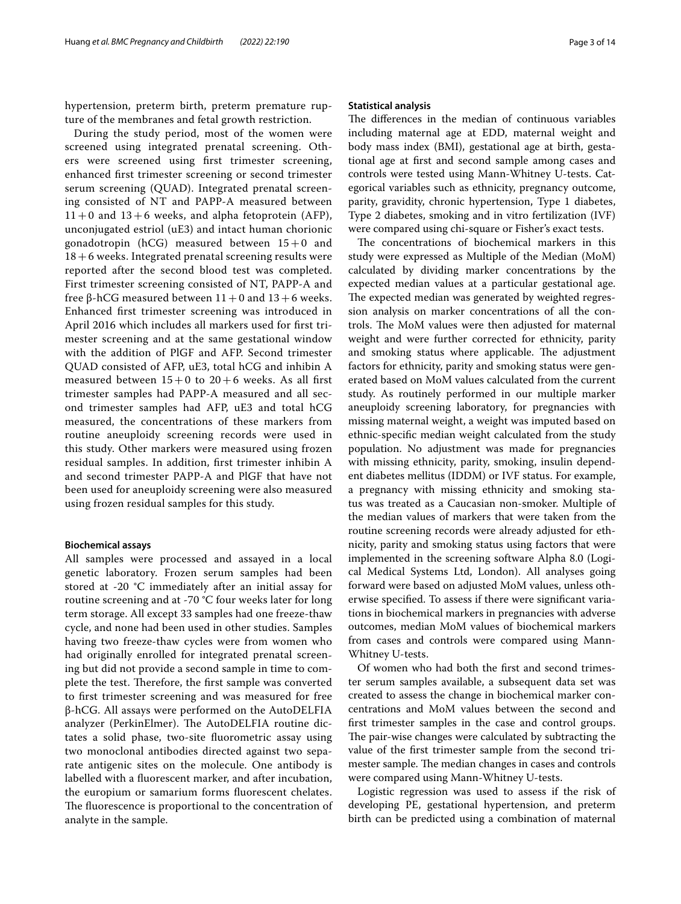hypertension, preterm birth, preterm premature rupture of the membranes and fetal growth restriction.

During the study period, most of the women were screened using integrated prenatal screening. Others were screened using first trimester screening, enhanced first trimester screening or second trimester serum screening (QUAD). Integrated prenatal screening consisted of NT and PAPP-A measured between 11+0 and 13+6 weeks, and alpha fetoprotein (AFP), unconjugated estriol (uE3) and intact human chorionic gonadotropin (hCG) measured between 15+0 and 18+6 weeks. Integrated prenatal screening results were reported after the second blood test was completed. First trimester screening consisted of NT, PAPP-A and free β-hCG measured between 11+0 and 13+6 weeks. Enhanced first trimester screening was introduced in April 2016 which includes all markers used for first trimester screening and at the same gestational window with the addition of PlGF and AFP. Second trimester QUAD consisted of AFP, uE3, total hCG and inhibin A measured between 15+0 to 20+6 weeks. As all first trimester samples had PAPP-A measured and all second trimester samples had AFP, uE3 and total hCG measured, the concentrations of these markers from routine aneuploidy screening records were used in this study. Other markers were measured using frozen residual samples. In addition, first trimester inhibin A and second trimester PAPP-A and PlGF that have not been used for aneuploidy screening were also measured using frozen residual samples for this study.

### Biochemical assays

All samples were processed and assayed in a local genetic laboratory. Frozen serum samples had been stored at -20 °C immediately after an initial assay for routine screening and at -70 °C four weeks later for long term storage. All except 33 samples had one freeze-thaw cycle, and none had been used in other studies. Samples having two freeze-thaw cycles were from women who had originally enrolled for integrated prenatal screening but did not provide a second sample in time to complete the test. Therefore, the first sample was converted to first trimester screening and was measured for free β-hCG. All assays were performed on the AutoDELFIA analyzer (PerkinElmer). The AutoDELFIA routine dictates a solid phase, two-site fluorometric assay using two monoclonal antibodies directed against two separate antigenic sites on the molecule. One antibody is labelled with a fluorescent marker, and after incubation, the europium or samarium forms fluorescent chelates. The fluorescence is proportional to the concentration of analyte in the sample.

### Statistical analysis

The differences in the median of continuous variables including maternal age at EDD, maternal weight and body mass index (BMI), gestational age at birth, gestational age at first and second sample among cases and controls were tested using Mann-Whitney U-tests. Categorical variables such as ethnicity, pregnancy outcome, parity, gravidity, chronic hypertension, Type 1 diabetes, Type 2 diabetes, smoking and in vitro fertilization (IVF) were compared using chi-square or Fisher's exact tests.

The concentrations of biochemical markers in this study were expressed as Multiple of the Median (MoM) calculated by dividing marker concentrations by the expected median values at a particular gestational age. The expected median was generated by weighted regression analysis on marker concentrations of all the controls. The MoM values were then adjusted for maternal weight and were further corrected for ethnicity, parity and smoking status where applicable. The adjustment factors for ethnicity, parity and smoking status were generated based on MoM values calculated from the current study. As routinely performed in our multiple marker aneuploidy screening laboratory, for pregnancies with missing maternal weight, a weight was imputed based on ethnic-specific median weight calculated from the study population. No adjustment was made for pregnancies with missing ethnicity, parity, smoking, insulin dependent diabetes mellitus (IDDM) or IVF status. For example, a pregnancy with missing ethnicity and smoking status was treated as a Caucasian non-smoker. Multiple of the median values of markers that were taken from the routine screening records were already adjusted for ethnicity, parity and smoking status using factors that were implemented in the screening software Alpha 8.0 (Logical Medical Systems Ltd, London). All analyses going forward were based on adjusted MoM values, unless otherwise specified. To assess if there were significant variations in biochemical markers in pregnancies with adverse outcomes, median MoM values of biochemical markers from cases and controls were compared using Mann-Whitney U-tests.

Of women who had both the first and second trimester serum samples available, a subsequent data set was created to assess the change in biochemical marker concentrations and MoM values between the second and first trimester samples in the case and control groups. The pair-wise changes were calculated by subtracting the value of the first trimester sample from the second trimester sample. The median changes in cases and controls were compared using Mann-Whitney U-tests.

Logistic regression was used to assess if the risk of developing PE, gestational hypertension, and preterm birth can be predicted using a combination of maternal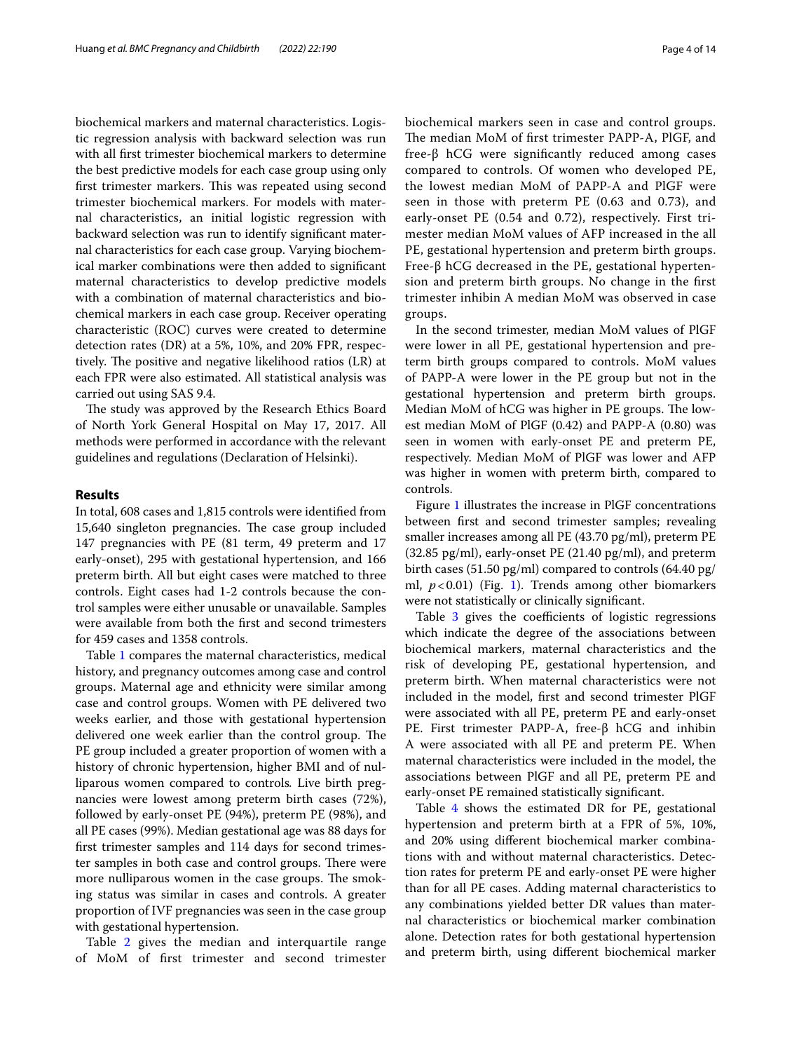biochemical markers and maternal characteristics. Logistic regression analysis with backward selection was run with all first trimester biochemical markers to determine the best predictive models for each case group using only first trimester markers. This was repeated using second trimester biochemical markers. For models with maternal characteristics, an initial logistic regression with backward selection was run to identify significant maternal characteristics for each case group. Varying biochemical marker combinations were then added to significant maternal characteristics to develop predictive models with a combination of maternal characteristics and biochemical markers in each case group. Receiver operating characteristic (ROC) curves were created to determine detection rates (DR) at a 5%, 10%, and 20% FPR, respectively. The positive and negative likelihood ratios (LR) at each FPR were also estimated. All statistical analysis was carried out using SAS 9.4.

The study was approved by the Research Ethics Board of North York General Hospital on May 17, 2017. All methods were performed in accordance with the relevant guidelines and regulations (Declaration of Helsinki).

## Results

In total, 608 cases and 1,815 controls were identified from 15,640 singleton pregnancies. The case group included 147 pregnancies with PE (81 term, 49 preterm and 17 early-onset), 295 with gestational hypertension, and 166 preterm birth. All but eight cases were matched to three controls. Eight cases had 1-2 controls because the control samples were either unusable or unavailable. Samples were available from both the first and second trimesters for 459 cases and 1358 controls.

Table 1 compares the maternal characteristics, medical history, and pregnancy outcomes among case and control groups. Maternal age and ethnicity were similar among case and control groups. Women with PE delivered two weeks earlier, and those with gestational hypertension delivered one week earlier than the control group. The PE group included a greater proportion of women with a history of chronic hypertension, higher BMI and of nulliparous women compared to controls. Live birth pregnancies were lowest among preterm birth cases (72%), followed by early-onset PE (94%), preterm PE (98%), and all PE cases (99%). Median gestational age was 88 days for first trimester samples and 114 days for second trimester samples in both case and control groups. There were more nulliparous women in the case groups. The smoking status was similar in cases and controls. A greater proportion of IVF pregnancies was seen in the case group with gestational hypertension.

Table 2 gives the median and interquartile range of MoM of first trimester and second trimester biochemical markers seen in case and control groups. The median MoM of first trimester PAPP-A, PlGF, and free-β hCG were significantly reduced among cases compared to controls. Of women who developed PE, the lowest median MoM of PAPP-A and PlGF were seen in those with preterm PE (0.63 and 0.73), and early-onset PE (0.54 and 0.72), respectively. First trimester median MoM values of AFP increased in the all PE, gestational hypertension and preterm birth groups. Free-β hCG decreased in the PE, gestational hypertension and preterm birth groups. No change in the first trimester inhibin A median MoM was observed in case groups.

In the second trimester, median MoM values of PlGF were lower in all PE, gestational hypertension and preterm birth groups compared to controls. MoM values of PAPP-A were lower in the PE group but not in the gestational hypertension and preterm birth groups. Median MoM of hCG was higher in PE groups. The lowest median MoM of PlGF (0.42) and PAPP-A (0.80) was seen in women with early-onset PE and preterm PE, respectively. Median MoM of PlGF was lower and AFP was higher in women with preterm birth, compared to controls.

Figure 1 illustrates the increase in PlGF concentrations between first and second trimester samples; revealing smaller increases among all PE (43.70 pg/ml), preterm PE (32.85 pg/ml), early-onset PE (21.40 pg/ml), and preterm birth cases (51.50 pg/ml) compared to controls (64.40 pg/ml, $p<0.01$) (Fig. 1). Trends among other biomarkers were not statistically or clinically significant.

Table 3 gives the coefficients of logistic regressions which indicate the degree of the associations between biochemical markers, maternal characteristics and the risk of developing PE, gestational hypertension, and preterm birth. When maternal characteristics were not included in the model, first and second trimester PlGF were associated with all PE, preterm PE and early-onset PE. First trimester PAPP-A, free-β hCG and inhibin A were associated with all PE and preterm PE. When maternal characteristics were included in the model, the associations between PlGF and all PE, preterm PE and early-onset PE remained statistically significant.

Table 4 shows the estimated DR for PE, gestational hypertension and preterm birth at a FPR of 5%, 10%, and 20% using different biochemical marker combinations with and without maternal characteristics. Detection rates for preterm PE and early-onset PE were higher than for all PE cases. Adding maternal characteristics to any combinations yielded better DR values than maternal characteristics or biochemical marker combination alone. Detection rates for both gestational hypertension and preterm birth, using different biochemical marker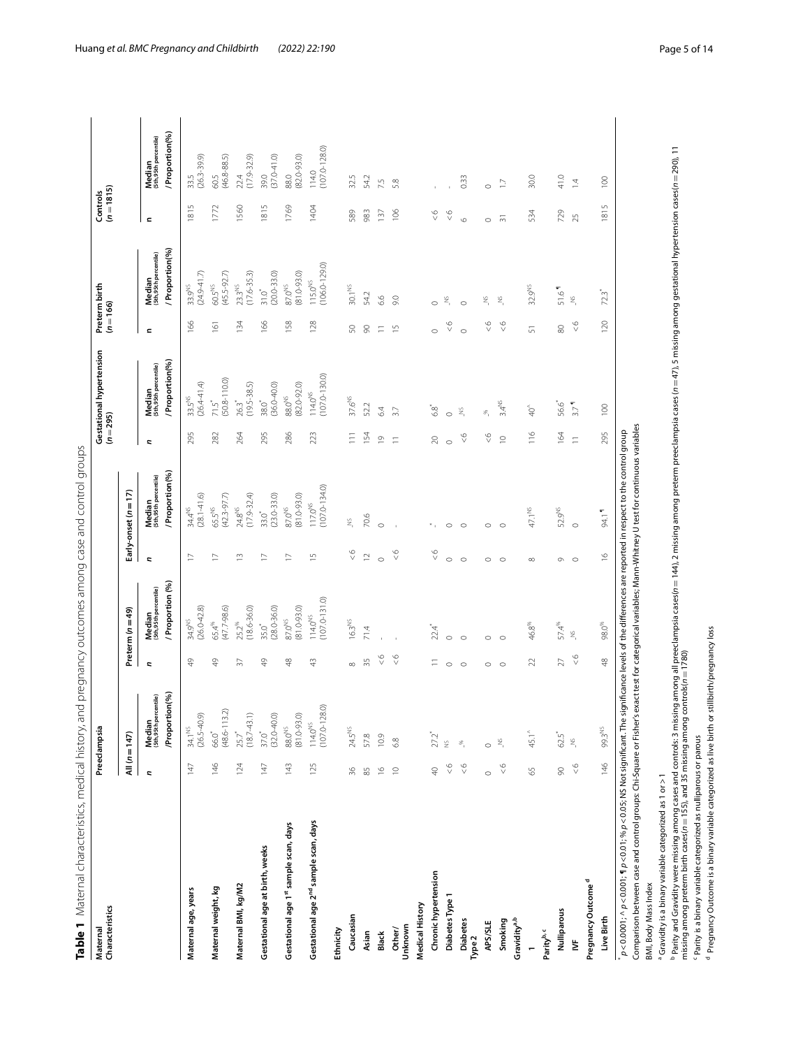**Table 1** Maternal characteristics, medical history, and pregnancy outcomes among case and control groups

| Maternal Characteristics | Preeclampsia | | | | | | Gestational hypertension ($n=295$) | | Preterm birth ($n=166$) | | Controls ($n=1815$) | |
|---|---|---|---|---|---|---|---|---|---|---|---|---|
| | All ($n=147$) | | Preterm ($n=49$) | | Early-onset ($n=17$) | | | | | | | |
| | n | Median (5th,95th percentile) /Proportion(%) | n | Median (5th,95th percentile) /Proportion (%) | n | Median (5th,95th percentile) /Proportion(%) | n | Median (5th,95th percentile) /Proportion(%) | n | Median (5th,95th percentile) /Proportion(%) | n | Median (5th,95th percentile) /Proportion(%) |
| **Maternal age, years** | 147 | 34.1[NS] (26.5-40.9) | 49 | 34.9[NS] (26.0-42.8) | 17 | 34.4[NS] (28.1-41.6) | 295 | 33.5[NS] (26.4-41.4) | 166 | 33.9[NS] (24.9-41.7) | 1815 | 33.5 (26.3-39.9) |
| **Maternal weight, kg** | 146 | 66.0* (48.6-113.2) | 49 | 65.4% (47.7-98.6) | 17 | 65.5[NS] (42.3-97.7) | 282 | 71.5* (50.8-110.0) | 161 | 60.5[NS] (45.5-92.7) | 1772 | 60.5 (46.8-88.5) |
| **Maternal BMI, kg/M2** | 124 | 25.7* (18.7-43.1) | 37 | 25.2% (18.6-36.0) | 13 | 24.8[NS] (17.9-32.4) | 264 | 26.3* (19.5-38.5) | 134 | 23.3[NS] (17.6-35.3) | 1560 | 22.4 (17.9-32.9) |
| **Gestational age at birth, weeks** | 147 | 37.0* (32.0-40.0) | 49 | 35.0* (28.0-36.0) | 17 | 33.0* (23.0-33.0) | 295 | 38.0* (36.0-40.0) | 166 | 31.0* (20.0-33.0) | 1815 | 39.0 (37.0-41.0) |
| **Gestational age 1[st] sample scan, days** | 143 | 88.0[NS] (81.0-93.0) | 48 | 87.0[NS] (81.0-93.0) | 17 | 87.0[NS] (81.0-93.0) | 286 | 88.0[NS] (82.0-92.0) | 158 | 87.0[NS] (81.0-93.0) | 1769 | 88.0 (82.0-93.0) |
| **Gestational age 2[nd] sample scan, days** | 125 | 114.0[NS] (107.0-128.0) | 43 | 114.0[NS] (107.0-131.0) | 15 | 117.0[NS] (107.0-134.0) | 223 | 114.0[NS] (107.0-130.0) | 128 | 115.0[NS] (106.0-129.0) | 1404 | 114.0 (107.0-128.0) |
| **Ethnicity** | | | | | | | | | | | | |
| Caucasian | 36 | 24.5[NS] | 8 | 16.3[NS] | <6 | [NS] | 111 | 37.6[NS] | 50 | 30.1[NS] | 589 | 32.5 |
| Asian | 85 | 57.8 | 35 | 71.4 | 12 | 70.6 | 154 | 52.2 | 90 | 54.2 | 983 | 54.2 |
| Black | 16 | 10.9 | <6 | - | 0 | 0 | 19 | 6.4 | 11 | 6.6 | 137 | 7.5 |
| Other/ Unknown | 10 | 6.8 | <6 | - | <6 | - | 11 | 3.7 | 15 | 9.0 | 106 | 5.8 |
| **Medical History** | | | | | | | | | | | | |
| Chronic hypertension | 40 | 27.2* | 11 | 22.4* | <6 | * | 20 | 6.8* | 0 | 0 | <6 | - |
| Diabetes Type 1 | <6 | NS | 0 | 0 | 0 | 0 | 0 | 0 | <6 | [NS] | <6 | - |
| Diabetes Type 2 | <6 | % | 0 | 0 | 0 | 0 | <6 | [NS] | 0 | 0 | 6 | 0.33 |
| APS/SLE | 0 | 0 | 0 | 0 | 0 | 0 | <6 | % | <6 | [NS] | 0 | 0 |
| Smoking | <6 | [NS] | 0 | 0 | 0 | 0 | 10 | 3.4[NS] | <6 | [NS] | 31 | 1.7 |
| **Gravidity[a,b]** | | | | | | | | | | | | |
| 1 | 65 | 45.1^ | 22 | 46.8% | 8 | 47.1[NS] | 116 | 40^ | 51 | 32.9[NS] | 534 | 30.0 |
| **Parity[b, c]** | | | | | | | | | | | | |
| Nulliparous | 90 | 62.5* | 27 | 57.4% | 9 | 52.9[NS] | 164 | 56.6* | 80 | 51.6¶ | 729 | 41.0 |
| IVF | <6 | [NS] | <6 | [NS] | 0 | 0 | 11 | 3.7¶ | <6 | [NS] | 25 | 1.4 |
| **Pregnancy Outcome[d]** | | | | | | | | | | | | |
| Live Birth | 146 | 99.3[NS] | 48 | 98.0% | 16 | 94.1¶ | 295 | 100 | 120 | 72.3* | 1815 | 100 |

* $p<0.0001$; ^ $p<0.001$; % $p<0.01$; ¶ $p<0.05$; NS Not significant. The significance levels of the differences are reported in respect to the control group

Comparison between case and control groups: Chi-Square or Fisher's exact test for categorical variables; Mann-Whitney U test for continuous variables

BMI, Body Mass Index

[a] Gravidity is a binary variable categorized as 1 or >1

[b] Parity and Gravidity were missing among cases and controls: 3 missing among all preeclampsia cases($n=144$), 2 missing among preterm preeclampsia cases ($n=47$), 5 missing among gestational hypertension cases($n=290$), 11 missing among preterm birth cases($n=155$), and 35 missing among controls($n=1780$)

[c] Parity is a binary variable categorized as nulliparous or parous

[d] Pregnancy Outcome is a binary variable categorized as live birth or stillbirth/pregnancy loss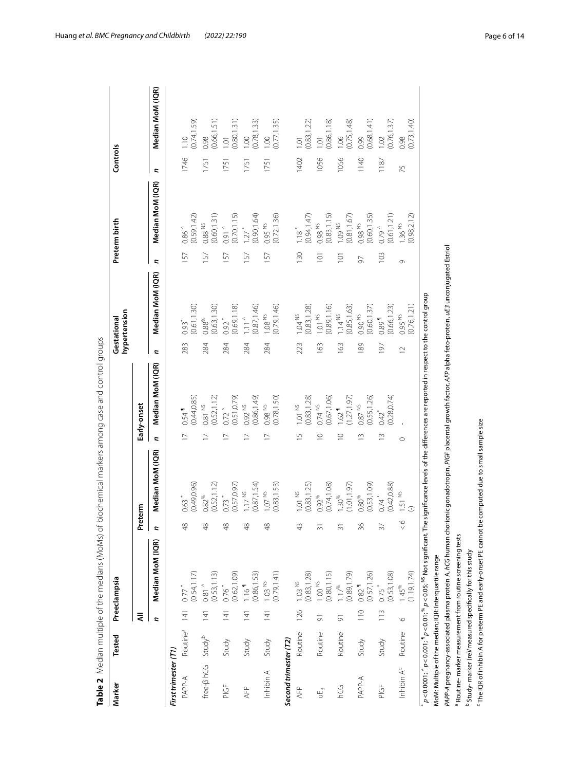**Table 2** Median multiple of the medians (MoMs) of biochemical markers among case and control groups

| Marker | Tested | Preeclampsia | | | | | | Gestational hypertension | | Preterm birth | | Controls | |
|---|---|---|---|---|---|---|---|---|---|---|---|---|---|
| | | All | | Preterm | | Early-onset | | | | | | | |
| | | n | Median MoM (IQR) | n | Median MoM (IQR) | n | Median MoM (IQR) | n | Median MoM (IQR) | n | Median MoM (IQR) | n | Median MoM (IQR) |
| *First trimester (T1)* | | | | | | | | | | | | | |
| PAPP-A | Routine[a] | 141 | 0.77 [*] (0.54,1.17) | 48 | 0.63 [*] (0.49,0.96) | 17 | 0.54 [¶] (0.44,0.85) | 283 | 0.93 [*] (0.61,1.30) | 157 | 0.86 [^] (0.59,1.42) | 1746 | 1.10 (0.74,1.59) |
| free-β hCG | Study[b] | 141 | 0.81 [^] (0.53,1.13) | 48 | 0.82 [%] (0.52,1.12) | 17 | 0.81 [NS] (0.52,1.12) | 284 | 0.88 [%] (0.63,1.30) | 157 | 0.88 [NS] (0.60,1.31) | 1751 | 0.98 (0.66,1.51) |
| PlGF | Study | 141 | 0.76 [*] (0.62,1.09) | 48 | 0.73 [*] (0.57,0.97) | 17 | 0.72 [^] (0.51,0.79) | 284 | 0.92 [*] (0.69,1.18) | 157 | 0.91 [^] (0.70,1.15) | 1751 | 1.01 (0.80,1.31) |
| AFP | Study | 141 | 1.16 [¶] (0.86,1.53) | 48 | 1.17 [NS] (0.87,1.54) | 17 | 0.92 [NS] (0.86,1.49) | 284 | 1.11 [^] (0.87,1.46) | 157 | 1.27 [*] (0.90,1.64) | 1751 | 1.00 (0.78,1.33) |
| Inhibin A | Study | 141 | 1.03 [NS] (0.79,1.41) | 48 | 1.07 [NS] (0.83,1.53) | 17 | 0.98 [NS] (0.78,1.50) | 284 | 1.08 [NS] (0.79,1.46) | 157 | 0.95 [NS] (0.72,1.36) | 1751 | 1.00 (0.77,1.35) |
| *Second trimester (T2)* | | | | | | | | | | | | | |
| AFP | Routine | 126 | 1.03 [NS] (0.83,1.28) | 43 | 1.01 [NS] (0.83,1.25) | 15 | 1.01 [NS] (0.83,1.28) | 223 | 1.04 [NS] (0.83,1.28) | 130 | 1.18 [*] (0.94,1.47) | 1402 | 1.01 (0.83,1.22) |
| $uE_3$ | Routine | 91 | 1.00 [NS] (0.80,1.15) | 31 | 0.92 [%] (0.74,1.08) | 10 | 0.74 [NS] (0.67,1.06) | 163 | 1.01 [NS] (0.89,1.16) | 101 | 0.98 [NS] (0.83,1.15) | 1056 | 1.01 (0.86,1.18) |
| hCG | Routine | 91 | 1.17 [%] (0.89,1.79) | 31 | 1.30 [%] (1.01,1.97) | 10 | 1.62 [¶] (1.27,1.97) | 163 | 1.14 [NS] (0.85,1.63) | 101 | 1.09 [NS] (0.81,1.67) | 1056 | 1.06 (0.75,1.48) |
| PAPP-A | Study | 110 | 0.82 [¶] (0.57,1.26) | 36 | 0.80 [%] (0.53,1.09) | 13 | 0.87 [NS] (0.55,1.26) | 189 | 0.90 [NS] (0.60,1.37) | 97 | 0.98 [NS] (0.60,1.35) | 1140 | 0.99 (0.68,1.41) |
| PlGF | Study | 113 | 0.75 [*] (0.53,1.08) | 37 | 0.74 [*] (0.42,0.88) | 13 | 0.42 [*] (0.28,0.74) | 197 | 0.89 [¶] (0.66,1.23) | 103 | 0.79 [^] (0.61,1.21) | 1187 | 1.02 (0.76,1.37) |
| Inhibin A[c] | Routine | 6 | 1.45 [%] (1.19,1.74) | < 6 | 1.51 [NS] (-) | 0 | - | 12 | 0.95 [NS] (0.76,1.21) | 9 | 1.36 [NS] (0.98,2.12) | 75 | 0.98 (0.73,1.40) |

[*] $p < 0.0001$; [^] $p < 0.001$; [¶] $p < 0.01$; [%] $p < 0.05$; [NS] Not significant. The significance levels of the differences are reported in respect to the control group

MoM: Multiple of the median; IQR: Interquartile range

*PAPP-A* pregnancy-associated plasma protein A, *hCG* human chorionic gonadotropin, *PlGF* placental growth factor, *AFP* alpha feto-protein, *uE3* unconjugated Estriol

[a] Routine- marker measurement from routine screening tests

[b] Study- marker (re)/measured specifically for this study

[c] The IQR of inhibin A for preterm PE and early-onset PE cannot be computed due to small sample size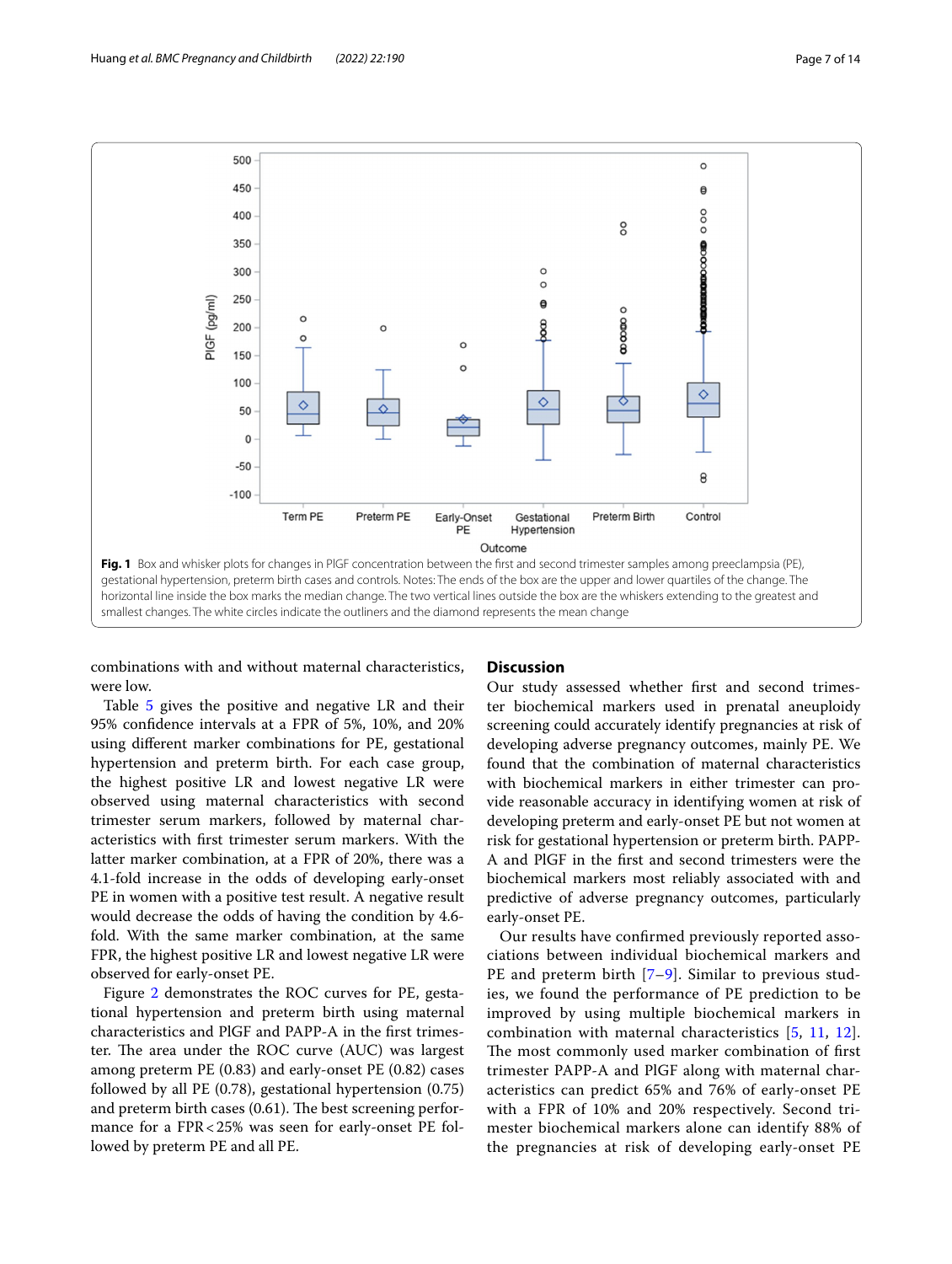**Fig. 1** Box and whisker plots for changes in PlGF concentration between the first and second trimester samples among preeclampsia (PE), gestational hypertension, preterm birth cases and controls. Notes: The ends of the box are the upper and lower quartiles of the change. The horizontal line inside the box marks the median change. The two vertical lines outside the box are the whiskers extending to the greatest and smallest changes. The white circles indicate the outliners and the diamond represents the mean change

combinations with and without maternal characteristics, were low.

Table 5 gives the positive and negative LR and their 95% confidence intervals at a FPR of 5%, 10%, and 20% using different marker combinations for PE, gestational hypertension and preterm birth. For each case group, the highest positive LR and lowest negative LR were observed using maternal characteristics with second trimester serum markers, followed by maternal characteristics with first trimester serum markers. With the latter marker combination, at a FPR of 20%, there was a 4.1-fold increase in the odds of developing early-onset PE in women with a positive test result. A negative result would decrease the odds of having the condition by 4.6-fold. With the same marker combination, at the same FPR, the highest positive LR and lowest negative LR were observed for early-onset PE.

Figure 2 demonstrates the ROC curves for PE, gestational hypertension and preterm birth using maternal characteristics and PlGF and PAPP-A in the first trimester. The area under the ROC curve (AUC) was largest among preterm PE (0.83) and early-onset PE (0.82) cases followed by all PE (0.78), gestational hypertension (0.75) and preterm birth cases (0.61). The best screening performance for a FPR < 25% was seen for early-onset PE followed by preterm PE and all PE.

## Discussion

Our study assessed whether first and second trimester biochemical markers used in prenatal aneuploidy screening could accurately identify pregnancies at risk of developing adverse pregnancy outcomes, mainly PE. We found that the combination of maternal characteristics with biochemical markers in either trimester can provide reasonable accuracy in identifying women at risk of developing preterm and early-onset PE but not women at risk for gestational hypertension or preterm birth. PAPP-A and PlGF in the first and second trimesters were the biochemical markers most reliably associated with and predictive of adverse pregnancy outcomes, particularly early-onset PE.

Our results have confirmed previously reported associations between individual biochemical markers and PE and preterm birth [7–9]. Similar to previous studies, we found the performance of PE prediction to be improved by using multiple biochemical markers in combination with maternal characteristics [5, 11, 12]. The most commonly used marker combination of first trimester PAPP-A and PlGF along with maternal characteristics can predict 65% and 76% of early-onset PE with a FPR of 10% and 20% respectively. Second trimester biochemical markers alone can identify 88% of the pregnancies at risk of developing early-onset PE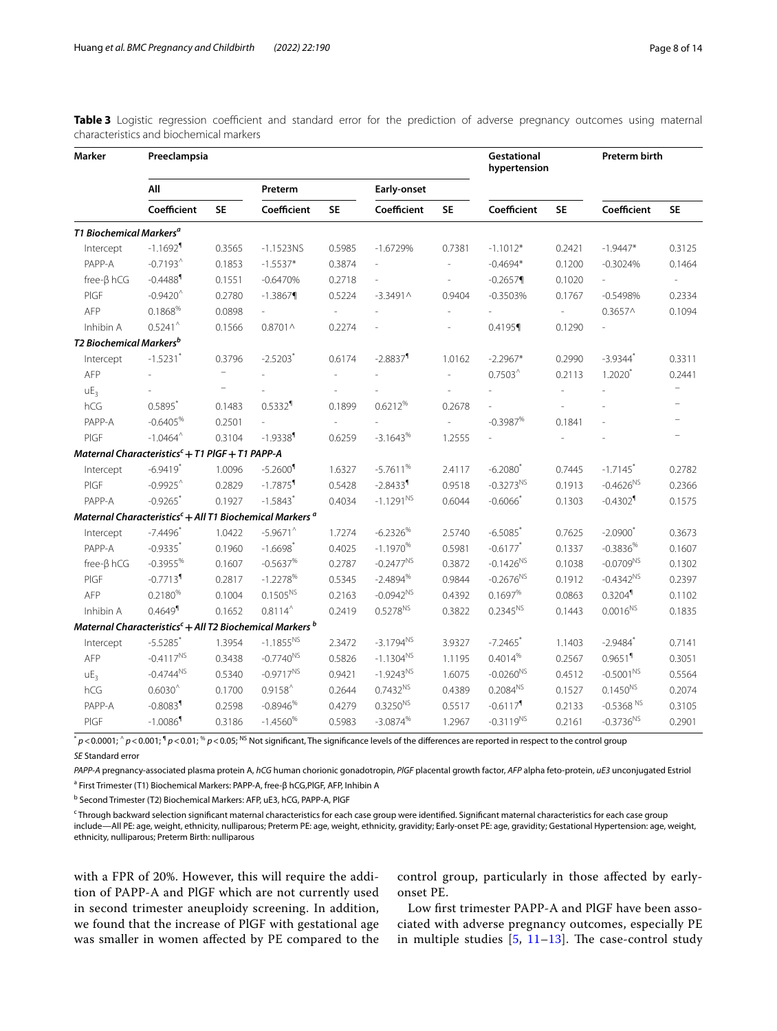**Table 3** Logistic regression coefficient and standard error for the prediction of adverse pregnancy outcomes using maternal characteristics and biochemical markers

| Marker | Preeclampsia | | | | | | Gestational hypertension | | Preterm birth | |
|---|---|---|---|---|---|---|---|---|---|---|
| | All | | Preterm | | Early-onset | | | | | |
| | Coefficient | SE | Coefficient | SE | Coefficient | SE | Coefficient | SE | Coefficient | SE |
| ***T1 Biochemical Markers*** [a] | | | | | | | | | | |
| Intercept | -1.1692¶ | 0.3565 | -1.1523NS | 0.5985 | -1.6729% | 0.7381 | -1.1012* | 0.2421 | -1.9447* | 0.3125 |
| PAPP-A | -0.7193^ | 0.1853 | -1.5537* | 0.3874 | - | - | -0.4694* | 0.1200 | -0.3024% | 0.1464 |
| free-β hCG | -0.4488¶ | 0.1551 | -0.6470% | 0.2718 | - | - | -0.2657¶ | 0.1020 | - | - |
| PlGF | -0.9420^ | 0.2780 | -1.3867¶ | 0.5224 | -3.3491^ | 0.9404 | -0.3503% | 0.1767 | -0.5498% | 0.2334 |
| AFP | 0.1868% | 0.0898 | - | - | - | - | - | - | 0.3657^ | 0.1094 |
| Inhibin A | 0.5241^ | 0.1566 | 0.8701^ | 0.2274 | - | - | 0.4195¶ | 0.1290 | - | |
| ***T2 Biochemical Markers*** [b] | | | | | | | | | | |
| Intercept | -1.5231* | 0.3796 | -2.5203* | 0.6174 | -2.8837¶ | 1.0162 | -2.2967* | 0.2990 | -3.9344* | 0.3311 |
| AFP | - | – | - | - | - | - | 0.7503^ | 0.2113 | 1.2020* | 0.2441 |
| $uE_3$ | - | – | - | - | - | - | - | - | - | – |
| hCG | 0.5895* | 0.1483 | 0.5332¶ | 0.1899 | 0.6212% | 0.2678 | - | - | - | – |
| PAPP-A | -0.6405% | 0.2501 | - | - | - | - | -0.3987% | 0.1841 | - | – |
| PlGF | -1.0464^ | 0.3104 | -1.9338¶ | 0.6259 | -3.1643% | 1.2555 | - | - | - | – |
| ***Maternal Characteristics*** [c] ***+ T1 PlGF + T1 PAPP-A*** | | | | | | | | | | |
| Intercept | -6.9419* | 1.0096 | -5.2600¶ | 1.6327 | -5.7611% | 2.4117 | -6.2080* | 0.7445 | -1.7145* | 0.2782 |
| PlGF | -0.9925^ | 0.2829 | -1.7875¶ | 0.5428 | -2.8433¶ | 0.9518 | -0.3273NS | 0.1913 | -0.4626NS | 0.2366 |
| PAPP-A | -0.9265* | 0.1927 | -1.5843* | 0.4034 | -1.1291NS | 0.6044 | -0.6066* | 0.1303 | -0.4302¶ | 0.1575 |
| ***Maternal Characteristics*** [c] ***+ All T1 Biochemical Markers*** [a] | | | | | | | | | | |
| Intercept | -7.4496* | 1.0422 | -5.9671^ | 1.7274 | -6.2326% | 2.5740 | -6.5085* | 0.7625 | -2.0900* | 0.3673 |
| PAPP-A | -0.9335* | 0.1960 | -1.6698* | 0.4025 | -1.1970% | 0.5981 | -0.6177* | 0.1337 | -0.3836% | 0.1607 |
| free-β hCG | -0.3955% | 0.1607 | -0.5637% | 0.2787 | -0.2477NS | 0.3872 | -0.1426NS | 0.1038 | -0.0709NS | 0.1302 |
| PlGF | -0.7713¶ | 0.2817 | -1.2278% | 0.5345 | -2.4894% | 0.9844 | -0.2676NS | 0.1912 | -0.4342NS | 0.2397 |
| AFP | 0.2180% | 0.1004 | 0.1505NS | 0.2163 | -0.0942NS | 0.4392 | 0.1697% | 0.0863 | 0.3204¶ | 0.1102 |
| Inhibin A | 0.4649¶ | 0.1652 | 0.8114^ | 0.2419 | 0.5278NS | 0.3822 | 0.2345NS | 0.1443 | 0.0016NS | 0.1835 |
| ***Maternal Characteristics*** [c] ***+ All T2 Biochemical Markers*** [b] | | | | | | | | | | |
| Intercept | -5.5285* | 1.3954 | -1.1855NS | 2.3472 | -3.1794NS | 3.9327 | -7.2465* | 1.1403 | -2.9484* | 0.7141 |
| AFP | -0.4117NS | 0.3438 | -0.7740NS | 0.5826 | -1.1304NS | 1.1195 | 0.4014% | 0.2567 | 0.9651¶ | 0.3051 |
| $uE_3$ | -0.4744NS | 0.5340 | -0.9717NS | 0.9421 | -1.9243NS | 1.6075 | -0.0260NS | 0.4512 | -0.5001NS | 0.5564 |
| hCG | 0.6030^ | 0.1700 | 0.9158^ | 0.2644 | 0.7432NS | 0.4389 | 0.2084NS | 0.1527 | 0.1450NS | 0.2074 |
| PAPP-A | -0.8083¶ | 0.2598 | -0.8946% | 0.4279 | 0.3250NS | 0.5517 | -0.6117¶ | 0.2133 | -0.5368NS | 0.3105 |
| PlGF | -1.0086¶ | 0.3186 | -1.4560% | 0.5983 | -3.0874% | 1.2967 | -0.3119NS | 0.2161 | -0.3736NS | 0.2901 |

* $p < 0.0001$; ^ $p < 0.001$; ¶ $p < 0.01$; % $p < 0.05$; NS Not significant, The significance levels of the differences are reported in respect to the control group

*SE* Standard error

*PAPP-A* pregnancy-associated plasma protein A, *hCG* human chorionic gonadotropin, *PlGF* placental growth factor, *AFP* alpha feto-protein, *uE3* unconjugated Estriol

[a] First Trimester (T1) Biochemical Markers: PAPP-A, free-β hCG,PlGF, AFP, Inhibin A

[b] Second Trimester (T2) Biochemical Markers: AFP, uE3, hCG, PAPP-A, PlGF

[c] Through backward selection significant maternal characteristics for each case group were identified. Significant maternal characteristics for each case group include—All PE: age, weight, ethnicity, nulliparous; Preterm PE: age, weight, ethnicity, gravidity; Early-onset PE: age, gravidity; Gestational Hypertension: age, weight, ethnicity, nulliparous; Preterm Birth: nulliparous

with a FPR of 20%. However, this will require the addition of PAPP-A and PlGF which are not currently used in second trimester aneuploidy screening. In addition, we found that the increase of PlGF with gestational age was smaller in women affected by PE compared to the control group, particularly in those affected by early-onset PE.

Low first trimester PAPP-A and PlGF have been associated with adverse pregnancy outcomes, especially PE in multiple studies [5, 11–13]. The case-control study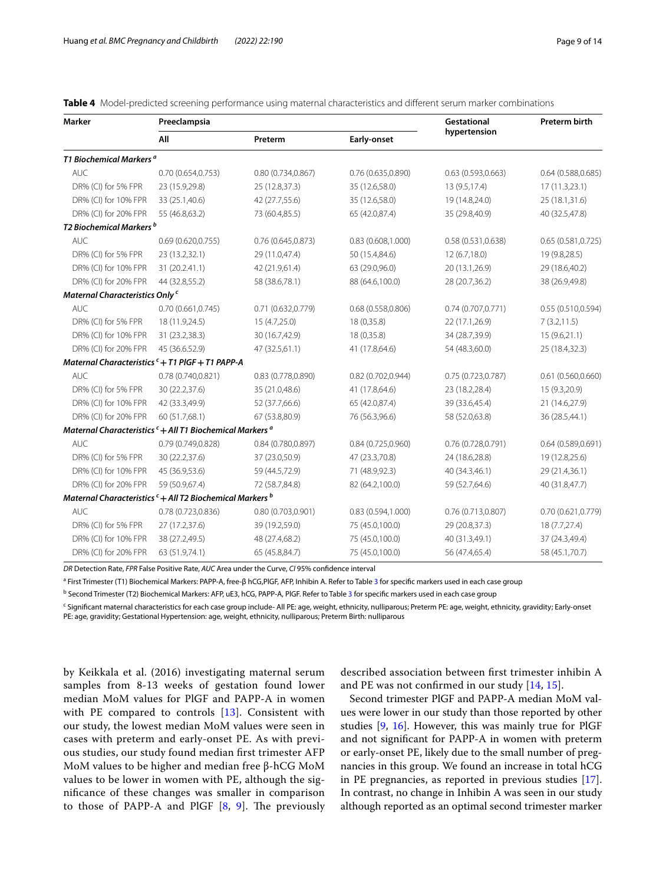**Table 4** Model-predicted screening performance using maternal characteristics and different serum marker combinations

| Marker | Preeclampsia | | | Gestational hypertension | Preterm birth |
|---|---|---|---|---|---|
| | All | Preterm | Early-onset | | |
| ***T1 Biochemical Markers [a]*** | | | | | |
| AUC | 0.70 (0.654,0.753) | 0.80 (0.734,0.867) | 0.76 (0.635,0.890) | 0.63 (0.593,0.663) | 0.64 (0.588,0.685) |
| DR% (CI) for 5% FPR | 23 (15.9,29.8) | 25 (12.8,37.3) | 35 (12.6,58.0) | 13 (9.5,17.4) | 17 (11.3,23.1) |
| DR% (CI) for 10% FPR | 33 (25.1,40.6) | 42 (27.7,55.6) | 35 (12.6,58.0) | 19 (14.8,24.0) | 25 (18.1,31.6) |
| DR% (CI) for 20% FPR | 55 (46.8,63.2) | 73 (60.4,85.5) | 65 (42.0,87.4) | 35 (29.8,40.9) | 40 (32.5,47.8) |
| ***T2 Biochemical Markers [b]*** | | | | | |
| AUC | 0.69 (0.620,0.755) | 0.76 (0.645,0.873) | 0.83 (0.608,1.000) | 0.58 (0.531,0.638) | 0.65 (0.581,0.725) |
| DR% (CI) for 5% FPR | 23 (13.2,32.1) | 29 (11.0,47.4) | 50 (15.4,84.6) | 12 (6.7,18.0) | 19 (9.8,28.5) |
| DR% (CI) for 10% FPR | 31 (20.2,41.1) | 42 (21.9,61.4) | 63 (29.0,96.0) | 20 (13.1,26.9) | 29 (18.6,40.2) |
| DR% (CI) for 20% FPR | 44 (32.8,55.2) | 58 (38.6,78.1) | 88 (64.6,100.0) | 28 (20.7,36.2) | 38 (26.9,49.8) |
| ***Maternal Characteristics Only [c]*** | | | | | |
| AUC | 0.70 (0.661,0.745) | 0.71 (0.632,0.779) | 0.68 (0.558,0.806) | 0.74 (0.707,0.771) | 0.55 (0.510,0.594) |
| DR% (CI) for 5% FPR | 18 (11.9,24.5) | 15 (4.7,25.0) | 18 (0,35.8) | 22 (17.1,26.9) | 7 (3.2,11.5) |
| DR% (CI) for 10% FPR | 31 (23.2,38.3) | 30 (16.7,42.9) | 18 (0,35.8) | 34 (28.7,39.9) | 15 (9.6,21.1) |
| DR% (CI) for 20% FPR | 45 (36.6,52.9) | 47 (32.5,61.1) | 41 (17.8,64.6) | 54 (48.3,60.0) | 25 (18.4,32.3) |
| ***Maternal Characteristics [c] + T1 PlGF + T1 PAPP-A*** | | | | | |
| AUC | 0.78 (0.740,0.821) | 0.83 (0.778,0.890) | 0.82 (0.702,0.944) | 0.75 (0.723,0.787) | 0.61 (0.560,0.660) |
| DR% (CI) for 5% FPR | 30 (22.2,37.6) | 35 (21.0,48.6) | 41 (17.8,64.6) | 23 (18.2,28.4) | 15 (9.3,20.9) |
| DR% (CI) for 10% FPR | 42 (33.3,49.9) | 52 (37.7,66.6) | 65 (42.0,87.4) | 39 (33.6,45.4) | 21 (14.6,27.9) |
| DR% (CI) for 20% FPR | 60 (51.7,68.1) | 67 (53.8,80.9) | 76 (56.3,96.6) | 58 (52.0,63.8) | 36 (28.5,44.1) |
| ***Maternal Characteristics [c] + All T1 Biochemical Markers [a]*** | | | | | |
| AUC | 0.79 (0.749,0.828) | 0.84 (0.780,0.897) | 0.84 (0.725,0.960) | 0.76 (0.728,0.791) | 0.64 (0.589,0.691) |
| DR% (CI) for 5% FPR | 30 (22.2,37.6) | 37 (23.0,50.9) | 47 (23.3,70.8) | 24 (18.6,28.8) | 19 (12.8,25.6) |
| DR% (CI) for 10% FPR | 45 (36.9,53.6) | 59 (44.5,72.9) | 71 (48.9,92.3) | 40 (34.3,46.1) | 29 (21.4,36.1) |
| DR% (CI) for 20% FPR | 59 (50.9,67.4) | 72 (58.7,84.8) | 82 (64.2,100.0) | 59 (52.7,64.6) | 40 (31.8,47.7) |
| ***Maternal Characteristics [c] + All T2 Biochemical Markers [b]*** | | | | | |
| AUC | 0.78 (0.723,0.836) | 0.80 (0.703,0.901) | 0.83 (0.594,1.000) | 0.76 (0.713,0.807) | 0.70 (0.621,0.779) |
| DR% (CI) for 5% FPR | 27 (17.2,37.6) | 39 (19.2,59.0) | 75 (45.0,100.0) | 29 (20.8,37.3) | 18 (7.7,27.4) |
| DR% (CI) for 10% FPR | 38 (27.2,49.5) | 48 (27.4,68.2) | 75 (45.0,100.0) | 40 (31.3,49.1) | 37 (24.3,49.4) |
| DR% (CI) for 20% FPR | 63 (51.9,74.1) | 65 (45.8,84.7) | 75 (45.0,100.0) | 56 (47.4,65.4) | 58 (45.1,70.7) |

*DR* Detection Rate, *FPR* False Positive Rate, *AUC* Area under the Curve, *CI* 95% confidence interval

[a] First Trimester (T1) Biochemical Markers: PAPP-A, free-β hCG,PlGF, AFP, Inhibin A. Refer to Table 3 for specific markers used in each case group

[b] Second Trimester (T2) Biochemical Markers: AFP, uE3, hCG, PAPP-A, PlGF. Refer to Table 3 for specific markers used in each case group

[c] Significant maternal characteristics for each case group include- All PE: age, weight, ethnicity, nulliparous; Preterm PE: age, weight, ethnicity, gravidity; Early-onset PE: age, gravidity; Gestational Hypertension: age, weight, ethnicity, nulliparous; Preterm Birth: nulliparous

by Keikkala et al. (2016) investigating maternal serum samples from 8-13 weeks of gestation found lower median MoM values for PlGF and PAPP-A in women with PE compared to controls [13]. Consistent with our study, the lowest median MoM values were seen in cases with preterm and early-onset PE. As with previous studies, our study found median first trimester AFP MoM values to be higher and median free β-hCG MoM values to be lower in women with PE, although the significance of these changes was smaller in comparison to those of PAPP-A and PlGF [8, 9]. The previously described association between first trimester inhibin A and PE was not confirmed in our study [14, 15].

Second trimester PlGF and PAPP-A median MoM values were lower in our study than those reported by other studies [9, 16]. However, this was mainly true for PlGF and not significant for PAPP-A in women with preterm or early-onset PE, likely due to the small number of pregnancies in this group. We found an increase in total hCG in PE pregnancies, as reported in previous studies [17]. In contrast, no change in Inhibin A was seen in our study although reported as an optimal second trimester marker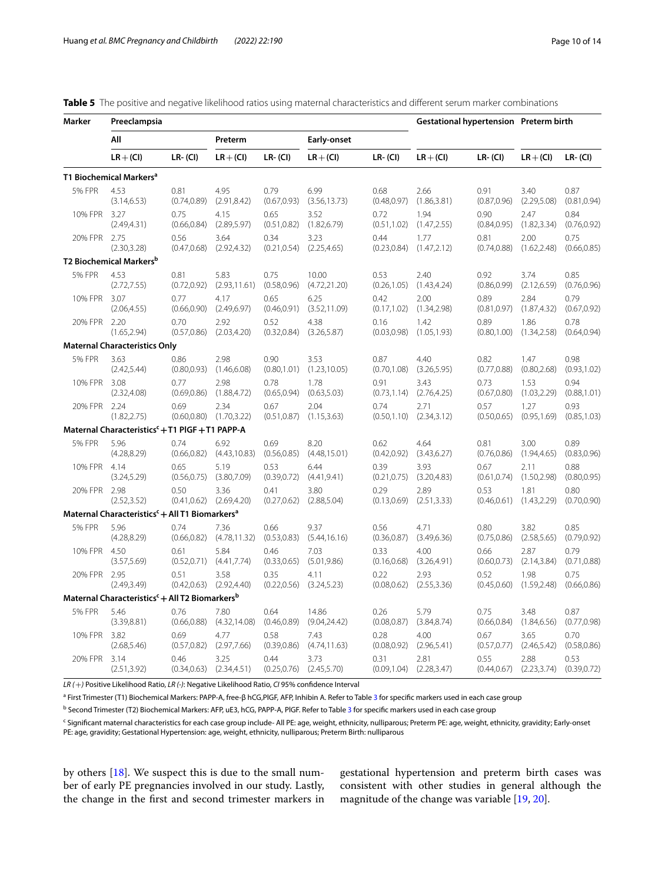**Table 5** The positive and negative likelihood ratios using maternal characteristics and different serum marker combinations

| Marker | Preeclampsia | | | | | | Gestational hypertension | | Preterm birth | |
|---|---|---|---|---|---|---|---|---|---|---|
| | All | | Preterm | | Early-onset | | | | | |
| | LR + (CI) | LR- (CI) | LR + (CI) | LR- (CI) | LR + (CI) | LR- (CI) | LR + (CI) | LR- (CI) | LR + (CI) | LR- (CI) |
| **T1 Biochemical Markers[a]** | | | | | | | | | | |
| 5% FPR | 4.53 (3.14,6.53) | 0.81 (0.74,0.89) | 4.95 (2.91,8.42) | 0.79 (0.67,0.93) | 6.99 (3.56,13.73) | 0.68 (0.48,0.97) | 2.66 (1.86,3.81) | 0.91 (0.87,0.96) | 3.40 (2.29,5.08) | 0.87 (0.81,0.94) |
| 10% FPR | 3.27 (2.49,4.31) | 0.75 (0.66,0.84) | 4.15 (2.89,5.97) | 0.65 (0.51,0.82) | 3.52 (1.82,6.79) | 0.72 (0.51,1.02) | 1.94 (1.47,2.55) | 0.90 (0.84,0.95) | 2.47 (1.82,3.34) | 0.84 (0.76,0.92) |
| 20% FPR | 2.75 (2.30,3.28) | 0.56 (0.47,0.68) | 3.64 (2.92,4.32) | 0.34 (0.21,0.54) | 3.23 (2.25,4.65) | 0.44 (0.23,0.84) | 1.77 (1.47,2.12) | 0.81 (0.74,0.88) | 2.00 (1.62,2.48) | 0.75 (0.66,0.85) |
| **T2 Biochemical Markers[b]** | | | | | | | | | | |
| 5% FPR | 4.53 (2.72,7.55) | 0.81 (0.72,0.92) | 5.83 (2.93,11.61) | 0.75 (0.58,0.96) | 10.00 (4.72,21.20) | 0.53 (0.26,1.05) | 2.40 (1.43,4.24) | 0.92 (0.86,0.99) | 3.74 (2.12,6.59) | 0.85 (0.76,0.96) |
| 10% FPR | 3.07 (2.06,4.55) | 0.77 (0.66,0.90) | 4.17 (2.49,6.97) | 0.65 (0.46,0.91) | 6.25 (3.52,11.09) | 0.42 (0.17,1.02) | 2.00 (1.34,2.98) | 0.89 (0.81,0.97) | 2.84 (1.87,4.32) | 0.79 (0.67,0.92) |
| 20% FPR | 2.20 (1.65,2.94) | 0.70 (0.57,0.86) | 2.92 (2.03,4.20) | 0.52 (0.32,0.84) | 4.38 (3.26,5.87) | 0.16 (0.03,0.98) | 1.42 (1.05,1.93) | 0.89 (0.80,1.00) | 1.86 (1.34,2.58) | 0.78 (0.64,0.94) |
| **Maternal Characteristics Only** | | | | | | | | | | |
| 5% FPR | 3.63 (2.42,5.44) | 0.86 (0.80,0.93) | 2.98 (1.46,6.08) | 0.90 (0.80,1.01) | 3.53 (1.23,10.05) | 0.87 (0.70,1.08) | 4.40 (3.26,5.95) | 0.82 (0.77,0.88) | 1.47 (0.80,2.68) | 0.98 (0.93,1.02) |
| 10% FPR | 3.08 (2.32,4.08) | 0.77 (0.69,0.86) | 2.98 (1.88,4.72) | 0.78 (0.65,0.94) | 1.78 (0.63,5.03) | 0.91 (0.73,1.14) | 3.43 (2.76,4.25) | 0.73 (0.67,0.80) | 1.53 (1.03,2.29) | 0.94 (0.88,1.01) |
| 20% FPR | 2.24 (1.82,2.75) | 0.69 (0.60,0.80) | 2.34 (1.70,3.22) | 0.67 (0.51,0.87) | 2.04 (1.15,3.63) | 0.74 (0.50,1.10) | 2.71 (2.34,3.12) | 0.57 (0.50,0.65) | 1.27 (0.95,1.69) | 0.93 (0.85,1.03) |
| **Maternal Characteristics[c] + T1 PlGF + T1 PAPP-A** | | | | | | | | | | |
| 5% FPR | 5.96 (4.28,8.29) | 0.74 (0.66,0.82) | 6.92 (4.43,10.83) | 0.69 (0.56,0.85) | 8.20 (4.48,15.01) | 0.62 (0.42,0.92) | 4.64 (3.43,6.27) | 0.81 (0.76,0.86) | 3.00 (1.94,4.65) | 0.89 (0.83,0.96) |
| 10% FPR | 4.14 (3.24,5.29) | 0.65 (0.56,0.75) | 5.19 (3.80,7.09) | 0.53 (0.39,0.72) | 6.44 (4.41,9.41) | 0.39 (0.21,0.75) | 3.93 (3.20,4.83) | 0.67 (0.61,0.74) | 2.11 (1.50,2.98) | 0.88 (0.80,0.95) |
| 20% FPR | 2.98 (2.52,3.52) | 0.50 (0.41,0.62) | 3.36 (2.69,4.20) | 0.41 (0.27,0.62) | 3.80 (2.88,5.04) | 0.29 (0.13,0.69) | 2.89 (2.51,3.33) | 0.53 (0.46,0.61) | 1.81 (1.43,2.29) | 0.80 (0.70,0.90) |
| **Maternal Characteristics[c] + All T1 Biomarkers[a]** | | | | | | | | | | |
| 5% FPR | 5.96 (4.28,8.29) | 0.74 (0.66,0.82) | 7.36 (4.78,11.32) | 0.66 (0.53,0.83) | 9.37 (5.44,16.16) | 0.56 (0.36,0.87) | 4.71 (3.49,6.36) | 0.80 (0.75,0.86) | 3.82 (2.58,5.65) | 0.85 (0.79,0.92) |
| 10% FPR | 4.50 (3.57,5.69) | 0.61 (0.52,0.71) | 5.84 (4.41,7.74) | 0.46 (0.33,0.65) | 7.03 (5.01,9.86) | 0.33 (0.16,0.68) | 4.00 (3.26,4.91) | 0.66 (0.60,0.73) | 2.87 (2.14,3.84) | 0.79 (0.71,0.88) |
| 20% FPR | 2.95 (2.49,3.49) | 0.51 (0.42,0.63) | 3.58 (2.92,4.40) | 0.35 (0.22,0.56) | 4.11 (3.24,5.23) | 0.22 (0.08,0.62) | 2.93 (2.55,3.36) | 0.52 (0.45,0.60) | 1.98 (1.59,2.48) | 0.75 (0.66,0.86) |
| **Maternal Characteristics[c] + All T2 Biomarkers[b]** | | | | | | | | | | |
| 5% FPR | 5.46 (3.39,8.81) | 0.76 (0.66,0.88) | 7.80 (4.32,14.08) | 0.64 (0.46,0.89) | 14.86 (9.04,24.42) | 0.26 (0.08,0.87) | 5.79 (3.84,8.74) | 0.75 (0.66,0.84) | 3.48 (1.84,6.56) | 0.87 (0.77,0.98) |
| 10% FPR | 3.82 (2.68,5.46) | 0.69 (0.57,0.82) | 4.77 (2.97,7.66) | 0.58 (0.39,0.86) | 7.43 (4.74,11.63) | 0.28 (0.08,0.92) | 4.00 (2.96,5.41) | 0.67 (0.57,0.77) | 3.65 (2.46,5.42) | 0.70 (0.58,0.86) |
| 20% FPR | 3.14 (2.51,3.92) | 0.46 (0.34,0.63) | 3.25 (2.34,4.51) | 0.44 (0.25,0.76) | 3.73 (2.45,5.70) | 0.31 (0.09,1.04) | 2.81 (2.28,3.47) | 0.55 (0.44,0.67) | 2.88 (2.23,3.74) | 0.53 (0.39,0.72) |

*LR (+)* Positive Likelihood Ratio, *LR (-)*: Negative Likelihood Ratio, *CI* 95% confidence Interval

[a] First Trimester (T1) Biochemical Markers: PAPP-A, free-β hCG,PlGF, AFP, Inhibin A. Refer to Table 3 for specific markers used in each case group

[b] Second Trimester (T2) Biochemical Markers: AFP, uE3, hCG, PAPP-A, PlGF. Refer to Table 3 for specific markers used in each case group

[c] Significant maternal characteristics for each case group include- All PE: age, weight, ethnicity, nulliparous; Preterm PE: age, weight, ethnicity, gravidity; Early-onset PE: age, gravidity; Gestational Hypertension: age, weight, ethnicity, nulliparous; Preterm Birth: nulliparous

by others [18]. We suspect this is due to the small number of early PE pregnancies involved in our study. Lastly, the change in the first and second trimester markers in gestational hypertension and preterm birth cases was consistent with other studies in general although the magnitude of the change was variable [19, 20].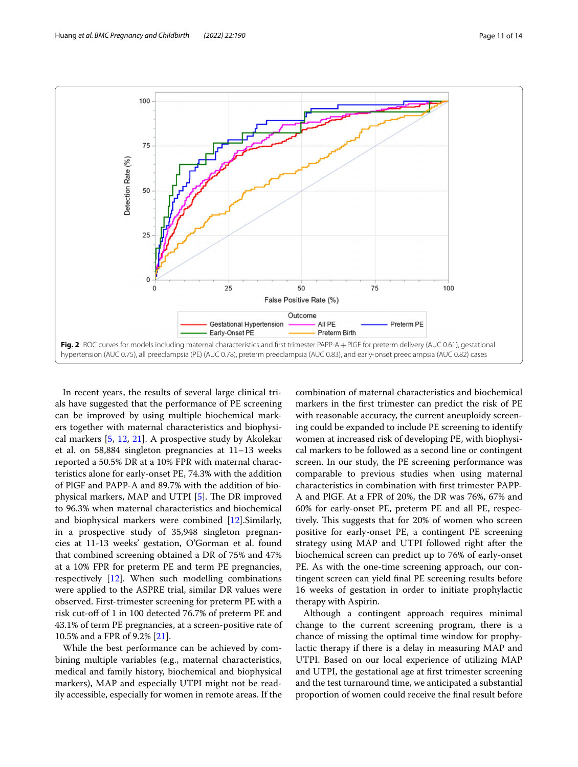Fig. 2 ROC curves for models including maternal characteristics and first trimester PAPP-A + PlGF for preterm delivery (AUC 0.61), gestational hypertension (AUC 0.75), all preeclampsia (PE) (AUC 0.78), preterm preeclampsia (AUC 0.83), and early-onset preeclampsia (AUC 0.82) cases

In recent years, the results of several large clinical trials have suggested that the performance of PE screening can be improved by using multiple biochemical markers together with maternal characteristics and biophysical markers [5, 12, 21]. A prospective study by Akolekar et al. on 58,884 singleton pregnancies at 11–13 weeks reported a 50.5% DR at a 10% FPR with maternal characteristics alone for early-onset PE, 74.3% with the addition of PlGF and PAPP-A and 89.7% with the addition of biophysical markers, MAP and UTPI [5]. The DR improved to 96.3% when maternal characteristics and biochemical and biophysical markers were combined [12].Similarly, in a prospective study of 35,948 singleton pregnancies at 11-13 weeks' gestation, O'Gorman et al. found that combined screening obtained a DR of 75% and 47% at a 10% FPR for preterm PE and term PE pregnancies, respectively [12]. When such modelling combinations were applied to the ASPRE trial, similar DR values were observed. First-trimester screening for preterm PE with a risk cut-off of 1 in 100 detected 76.7% of preterm PE and 43.1% of term PE pregnancies, at a screen-positive rate of 10.5% and a FPR of 9.2% [21].

While the best performance can be achieved by combining multiple variables (e.g., maternal characteristics, medical and family history, biochemical and biophysical markers), MAP and especially UTPI might not be readily accessible, especially for women in remote areas. If the combination of maternal characteristics and biochemical markers in the first trimester can predict the risk of PE with reasonable accuracy, the current aneuploidy screening could be expanded to include PE screening to identify women at increased risk of developing PE, with biophysical markers to be followed as a second line or contingent screen. In our study, the PE screening performance was comparable to previous studies when using maternal characteristics in combination with first trimester PAPP-A and PlGF. At a FPR of 20%, the DR was 76%, 67% and 60% for early-onset PE, preterm PE and all PE, respectively. This suggests that for 20% of women who screen positive for early-onset PE, a contingent PE screening strategy using MAP and UTPI followed right after the biochemical screen can predict up to 76% of early-onset PE. As with the one-time screening approach, our contingent screen can yield final PE screening results before 16 weeks of gestation in order to initiate prophylactic therapy with Aspirin.

Although a contingent approach requires minimal change to the current screening program, there is a chance of missing the optimal time window for prophylactic therapy if there is a delay in measuring MAP and UTPI. Based on our local experience of utilizing MAP and UTPI, the gestational age at first trimester screening and the test turnaround time, we anticipated a substantial proportion of women could receive the final result before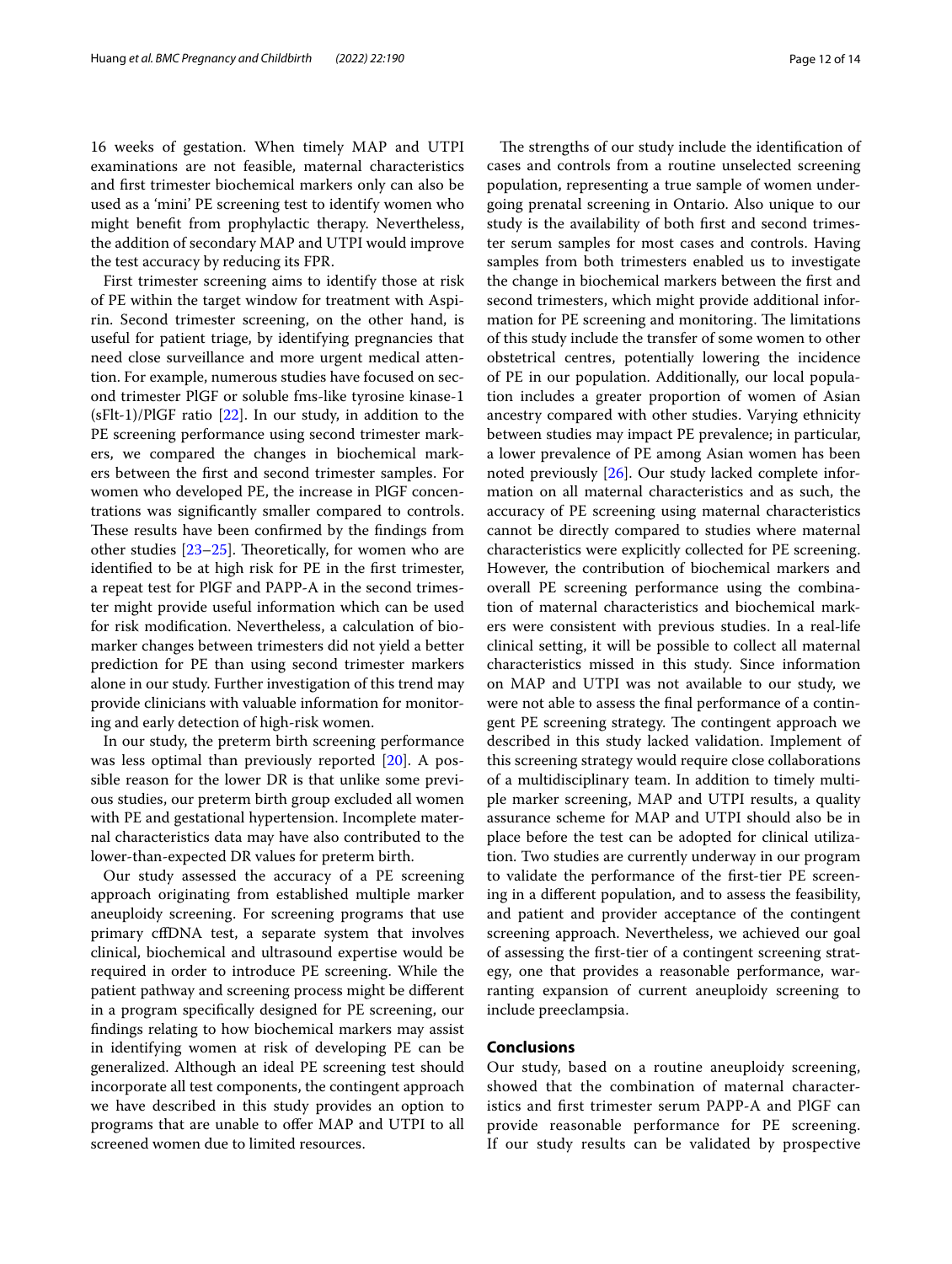16 weeks of gestation. When timely MAP and UTPI examinations are not feasible, maternal characteristics and first trimester biochemical markers only can also be used as a 'mini' PE screening test to identify women who might benefit from prophylactic therapy. Nevertheless, the addition of secondary MAP and UTPI would improve the test accuracy by reducing its FPR.

First trimester screening aims to identify those at risk of PE within the target window for treatment with Aspirin. Second trimester screening, on the other hand, is useful for patient triage, by identifying pregnancies that need close surveillance and more urgent medical attention. For example, numerous studies have focused on second trimester PlGF or soluble fms-like tyrosine kinase-1 (sFlt-1)/PlGF ratio [22]. In our study, in addition to the PE screening performance using second trimester markers, we compared the changes in biochemical markers between the first and second trimester samples. For women who developed PE, the increase in PlGF concentrations was significantly smaller compared to controls. These results have been confirmed by the findings from other studies [23–25]. Theoretically, for women who are identified to be at high risk for PE in the first trimester, a repeat test for PlGF and PAPP-A in the second trimester might provide useful information which can be used for risk modification. Nevertheless, a calculation of biomarker changes between trimesters did not yield a better prediction for PE than using second trimester markers alone in our study. Further investigation of this trend may provide clinicians with valuable information for monitoring and early detection of high-risk women.

In our study, the preterm birth screening performance was less optimal than previously reported [20]. A possible reason for the lower DR is that unlike some previous studies, our preterm birth group excluded all women with PE and gestational hypertension. Incomplete maternal characteristics data may have also contributed to the lower-than-expected DR values for preterm birth.

Our study assessed the accuracy of a PE screening approach originating from established multiple marker aneuploidy screening. For screening programs that use primary cffDNA test, a separate system that involves clinical, biochemical and ultrasound expertise would be required in order to introduce PE screening. While the patient pathway and screening process might be different in a program specifically designed for PE screening, our findings relating to how biochemical markers may assist in identifying women at risk of developing PE can be generalized. Although an ideal PE screening test should incorporate all test components, the contingent approach we have described in this study provides an option to programs that are unable to offer MAP and UTPI to all screened women due to limited resources.

The strengths of our study include the identification of cases and controls from a routine unselected screening population, representing a true sample of women undergoing prenatal screening in Ontario. Also unique to our study is the availability of both first and second trimester serum samples for most cases and controls. Having samples from both trimesters enabled us to investigate the change in biochemical markers between the first and second trimesters, which might provide additional information for PE screening and monitoring. The limitations of this study include the transfer of some women to other obstetrical centres, potentially lowering the incidence of PE in our population. Additionally, our local population includes a greater proportion of women of Asian ancestry compared with other studies. Varying ethnicity between studies may impact PE prevalence; in particular, a lower prevalence of PE among Asian women has been noted previously [26]. Our study lacked complete information on all maternal characteristics and as such, the accuracy of PE screening using maternal characteristics cannot be directly compared to studies where maternal characteristics were explicitly collected for PE screening. However, the contribution of biochemical markers and overall PE screening performance using the combination of maternal characteristics and biochemical markers were consistent with previous studies. In a real-life clinical setting, it will be possible to collect all maternal characteristics missed in this study. Since information on MAP and UTPI was not available to our study, we were not able to assess the final performance of a contingent PE screening strategy. The contingent approach we described in this study lacked validation. Implement of this screening strategy would require close collaborations of a multidisciplinary team. In addition to timely multiple marker screening, MAP and UTPI results, a quality assurance scheme for MAP and UTPI should also be in place before the test can be adopted for clinical utilization. Two studies are currently underway in our program to validate the performance of the first-tier PE screening in a different population, and to assess the feasibility, and patient and provider acceptance of the contingent screening approach. Nevertheless, we achieved our goal of assessing the first-tier of a contingent screening strategy, one that provides a reasonable performance, warranting expansion of current aneuploidy screening to include preeclampsia.

## Conclusions

Our study, based on a routine aneuploidy screening, showed that the combination of maternal characteristics and first trimester serum PAPP-A and PlGF can provide reasonable performance for PE screening. If our study results can be validated by prospective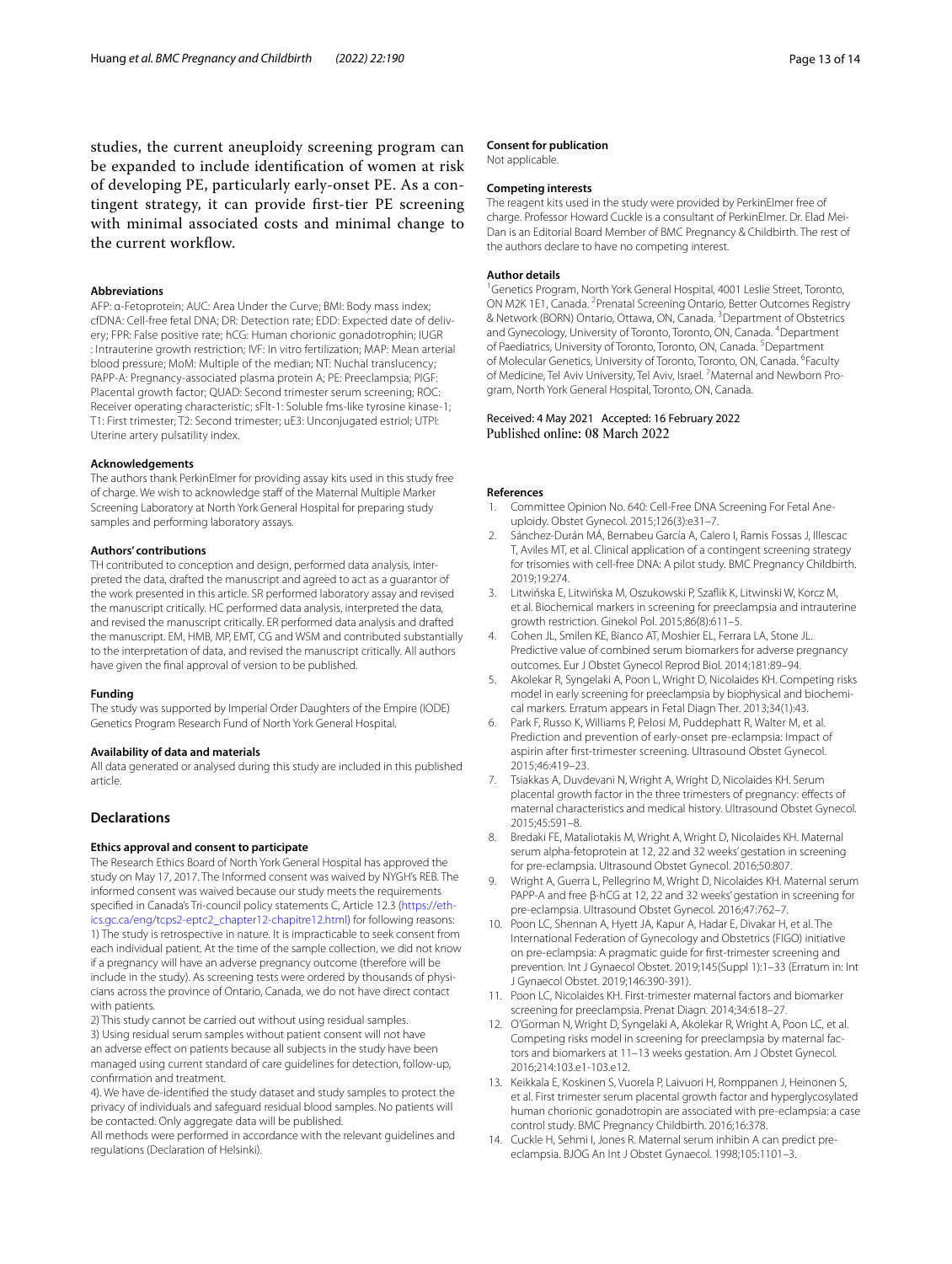studies, the current aneuploidy screening program can be expanded to include identification of women at risk of developing PE, particularly early-onset PE. As a contingent strategy, it can provide first-tier PE screening with minimal associated costs and minimal change to the current workflow.

#### Abbreviations

AFP: α-Fetoprotein; AUC: Area Under the Curve; BMI: Body mass index; cfDNA: Cell-free fetal DNA; DR: Detection rate; EDD: Expected date of delivery; FPR: False positive rate; hCG: Human chorionic gonadotrophin; IUGR : Intrauterine growth restriction; IVF: In vitro fertilization; MAP: Mean arterial blood pressure; MoM: Multiple of the median; NT: Nuchal translucency; PAPP-A: Pregnancy-associated plasma protein A; PE: Preeclampsia; PlGF: Placental growth factor; QUAD: Second trimester serum screening; ROC: Receiver operating characteristic; sFlt-1: Soluble fms-like tyrosine kinase-1; T1: First trimester; T2: Second trimester; uE3: Unconjugated estriol; UTPI: Uterine artery pulsatility index.

#### Acknowledgements

The authors thank PerkinElmer for providing assay kits used in this study free of charge. We wish to acknowledge staff of the Maternal Multiple Marker Screening Laboratory at North York General Hospital for preparing study samples and performing laboratory assays.

#### Authors' contributions

TH contributed to conception and design, performed data analysis, interpreted the data, drafted the manuscript and agreed to act as a guarantor of the work presented in this article. SR performed laboratory assay and revised the manuscript critically. HC performed data analysis, interpreted the data, and revised the manuscript critically. ER performed data analysis and drafted the manuscript. EM, HMB, MP, EMT, CG and WSM and contributed substantially to the interpretation of data, and revised the manuscript critically. All authors have given the final approval of version to be published.

#### Funding

The study was supported by Imperial Order Daughters of the Empire (IODE) Genetics Program Research Fund of North York General Hospital.

#### Availability of data and materials

All data generated or analysed during this study are included in this published article.

## Declarations

#### Ethics approval and consent to participate

The Research Ethics Board of North York General Hospital has approved the study on May 17, 2017. The Informed consent was waived by NYGH's REB. The informed consent was waived because our study meets the requirements specified in Canada's Tri-council policy statements C, Article 12.3 (https://ethics.gc.ca/eng/tcps2-eptc2_chapter12-chapitre12.html) for following reasons:
1) The study is retrospective in nature. It is impracticable to seek consent from each individual patient. At the time of the sample collection, we did not know if a pregnancy will have an adverse pregnancy outcome (therefore will be include in the study). As screening tests were ordered by thousands of physicians across the province of Ontario, Canada, we do not have direct contact with patients.
2) This study cannot be carried out without using residual samples.
3) Using residual serum samples without patient consent will not have an adverse effect on patients because all subjects in the study have been managed using current standard of care guidelines for detection, follow-up, confirmation and treatment.
4). We have de-identified the study dataset and study samples to protect the privacy of individuals and safeguard residual blood samples. No patients will be contacted. Only aggregate data will be published.
All methods were performed in accordance with the relevant guidelines and regulations (Declaration of Helsinki).

#### Consent for publication

Not applicable.

#### Competing interests

The reagent kits used in the study were provided by PerkinElmer free of charge. Professor Howard Cuckle is a consultant of PerkinElmer. Dr. Elad Mei-Dan is an Editorial Board Member of BMC Pregnancy & Childbirth. The rest of the authors declare to have no competing interest.

#### Author details

[1]Genetics Program, North York General Hospital, 4001 Leslie Street, Toronto, ON M2K 1E1, Canada. [2]Prenatal Screening Ontario, Better Outcomes Registry & Network (BORN) Ontario, Ottawa, ON, Canada. [3]Department of Obstetrics and Gynecology, University of Toronto, Toronto, ON, Canada. [4]Department of Paediatrics, University of Toronto, Toronto, ON, Canada. [5]Department of Molecular Genetics, University of Toronto, Toronto, ON, Canada. [6]Faculty of Medicine, Tel Aviv University, Tel Aviv, Israel. [7]Maternal and Newborn Program, North York General Hospital, Toronto, ON, Canada.

Received: 4 May 2021 Accepted: 16 February 2022
Published online: 08 March 2022

#### References

1. Committee Opinion No. 640: Cell-Free DNA Screening For Fetal Aneuploidy. Obstet Gynecol. 2015;126(3):e31–7.
2. Sánchez-Durán MÁ, Bernabeu García A, Calero I, Ramis Fossas J, Illescac T, Aviles MT, et al. Clinical application of a contingent screening strategy for trisomies with cell-free DNA: A pilot study. BMC Pregnancy Childbirth. 2019;19:274.
3. Litwińska E, Litwińska M, Oszukowski P, Szaflik K, Litwinski W, Korcz M, et al. Biochemical markers in screening for preeclampsia and intrauterine growth restriction. Ginekol Pol. 2015;86(8):611–5.
4. Cohen JL, Smilen KE, Bianco AT, Moshier EL, Ferrara LA, Stone JL. Predictive value of combined serum biomarkers for adverse pregnancy outcomes. Eur J Obstet Gynecol Reprod Biol. 2014;181:89–94.
5. Akolekar R, Syngelaki A, Poon L, Wright D, Nicolaides KH. Competing risks model in early screening for preeclampsia by biophysical and biochemical markers. Erratum appears in Fetal Diagn Ther. 2013;34(1):43.
6. Park F, Russo K, Williams P, Pelosi M, Puddephatt R, Walter M, et al. Prediction and prevention of early-onset pre-eclampsia: Impact of aspirin after first-trimester screening. Ultrasound Obstet Gynecol. 2015;46:419–23.
7. Tsiakkas A, Duvdevani N, Wright A, Wright D, Nicolaides KH. Serum placental growth factor in the three trimesters of pregnancy: effects of maternal characteristics and medical history. Ultrasound Obstet Gynecol. 2015;45:591–8.
8. Bredaki FE, Mataliotakis M, Wright A, Wright D, Nicolaides KH. Maternal serum alpha-fetoprotein at 12, 22 and 32 weeks' gestation in screening for pre-eclampsia. Ultrasound Obstet Gynecol. 2016;50:807.
9. Wright A, Guerra L, Pellegrino M, Wright D, Nicolaides KH. Maternal serum PAPP-A and free β-hCG at 12, 22 and 32 weeks' gestation in screening for pre-eclampsia. Ultrasound Obstet Gynecol. 2016;47:762–7.
10. Poon LC, Shennan A, Hyett JA, Kapur A, Hadar E, Divakar H, et al. The International Federation of Gynecology and Obstetrics (FIGO) initiative on pre-eclampsia: A pragmatic guide for first-trimester screening and prevention. Int J Gynaecol Obstet. 2019;145(Suppl 1):1–33 (Erratum in: Int J Gynaecol Obstet. 2019;146:390-391).
11. Poon LC, Nicolaides KH. First-trimester maternal factors and biomarker screening for preeclampsia. Prenat Diagn. 2014;34:618–27.
12. O'Gorman N, Wright D, Syngelaki A, Akolekar R, Wright A, Poon LC, et al. Competing risks model in screening for preeclampsia by maternal factors and biomarkers at 11–13 weeks gestation. Am J Obstet Gynecol. 2016;214:103.e1-103.e12.
13. Keikkala E, Koskinen S, Vuorela P, Laivuori H, Romppanen J, Heinonen S, et al. First trimester serum placental growth factor and hyperglycosylated human chorionic gonadotropin are associated with pre-eclampsia: a case control study. BMC Pregnancy Childbirth. 2016;16:378.
14. Cuckle H, Sehmi I, Jones R. Maternal serum inhibin A can predict preeclampsia. BJOG An Int J Obstet Gynaecol. 1998;105:1101–3.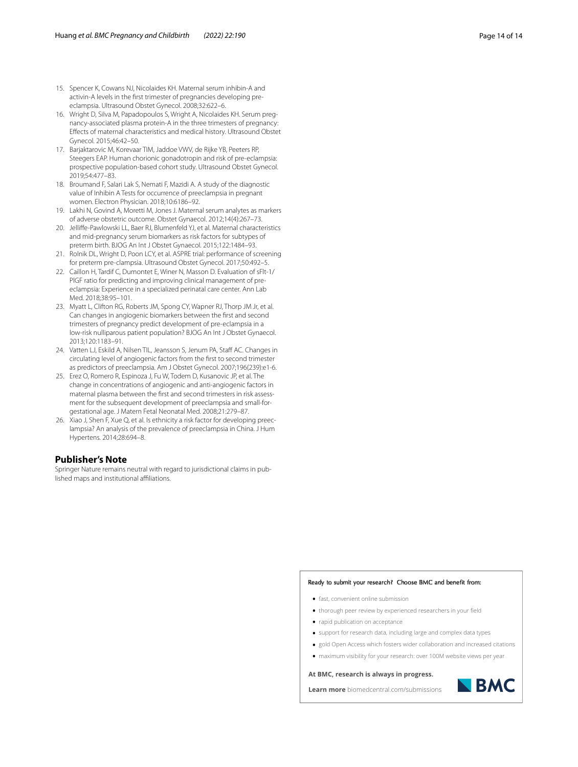15. Spencer K, Cowans NJ, Nicolaides KH. Maternal serum inhibin-A and activin-A levels in the first trimester of pregnancies developing pre-eclampsia. Ultrasound Obstet Gynecol. 2008;32:622–6.
16. Wright D, Silva M, Papadopoulos S, Wright A, Nicolaides KH. Serum pregnancy-associated plasma protein-A in the three trimesters of pregnancy: Effects of maternal characteristics and medical history. Ultrasound Obstet Gynecol. 2015;46:42–50.
17. Barjaktarovic M, Korevaar TIM, Jaddoe VWV, de Rijke YB, Peeters RP, Steegers EAP. Human chorionic gonadotropin and risk of pre-eclampsia: prospective population-based cohort study. Ultrasound Obstet Gynecol. 2019;54:477–83.
18. Broumand F, Salari Lak S, Nemati F, Mazidi A. A study of the diagnostic value of Inhibin A Tests for occurrence of preeclampsia in pregnant women. Electron Physician. 2018;10:6186–92.
19. Lakhi N, Govind A, Moretti M, Jones J. Maternal serum analytes as markers of adverse obstetric outcome. Obstet Gynaecol. 2012;14(4):267–73.
20. Jelliffe-Pawlowski LL, Baer RJ, Blumenfeld YJ, et al. Maternal characteristics and mid-pregnancy serum biomarkers as risk factors for subtypes of preterm birth. BJOG An Int J Obstet Gynaecol. 2015;122:1484–93.
21. Rolnik DL, Wright D, Poon LCY, et al. ASPRE trial: performance of screening for preterm pre-clampsia. Ultrasound Obstet Gynecol. 2017;50:492–5.
22. Caillon H, Tardif C, Dumontet E, Winer N, Masson D. Evaluation of sFlt-1/PlGF ratio for predicting and improving clinical management of pre-eclampsia: Experience in a specialized perinatal care center. Ann Lab Med. 2018;38:95–101.
23. Myatt L, Clifton RG, Roberts JM, Spong CY, Wapner RJ, Thorp JM Jr, et al. Can changes in angiogenic biomarkers between the first and second trimesters of pregnancy predict development of pre-eclampsia in a low-risk nulliparous patient population? BJOG An Int J Obstet Gynaecol. 2013;120:1183–91.
24. Vatten LJ, Eskild A, Nilsen TIL, Jeansson S, Jenum PA, Staff AC. Changes in circulating level of angiogenic factors from the first to second trimester as predictors of preeclampsia. Am J Obstet Gynecol. 2007;196(239):e1-6.
25. Erez O, Romero R, Espinoza J, Fu W, Todem D, Kusanovic JP, et al. The change in concentrations of angiogenic and anti-angiogenic factors in maternal plasma between the first and second trimesters in risk assessment for the subsequent development of preeclampsia and small-for-gestational age. J Matern Fetal Neonatal Med. 2008;21:279–87.
26. Xiao J, Shen F, Xue Q, et al. Is ethnicity a risk factor for developing preeclampsia? An analysis of the prevalence of preeclampsia in China. J Hum Hypertens. 2014;28:694–8.

## Publisher's Note

Springer Nature remains neutral with regard to jurisdictional claims in published maps and institutional affiliations.

Ready to submit your research? Choose BMC and benefit from:

- fast, convenient online submission
- thorough peer review by experienced researchers in your field
- rapid publication on acceptance
- support for research data, including large and complex data types
- gold Open Access which fosters wider collaboration and increased citations
- maximum visibility for your research: over 100M website views per year

**At BMC, research is always in progress.**

**Learn more** biomedcentral.com/submissions

BMC